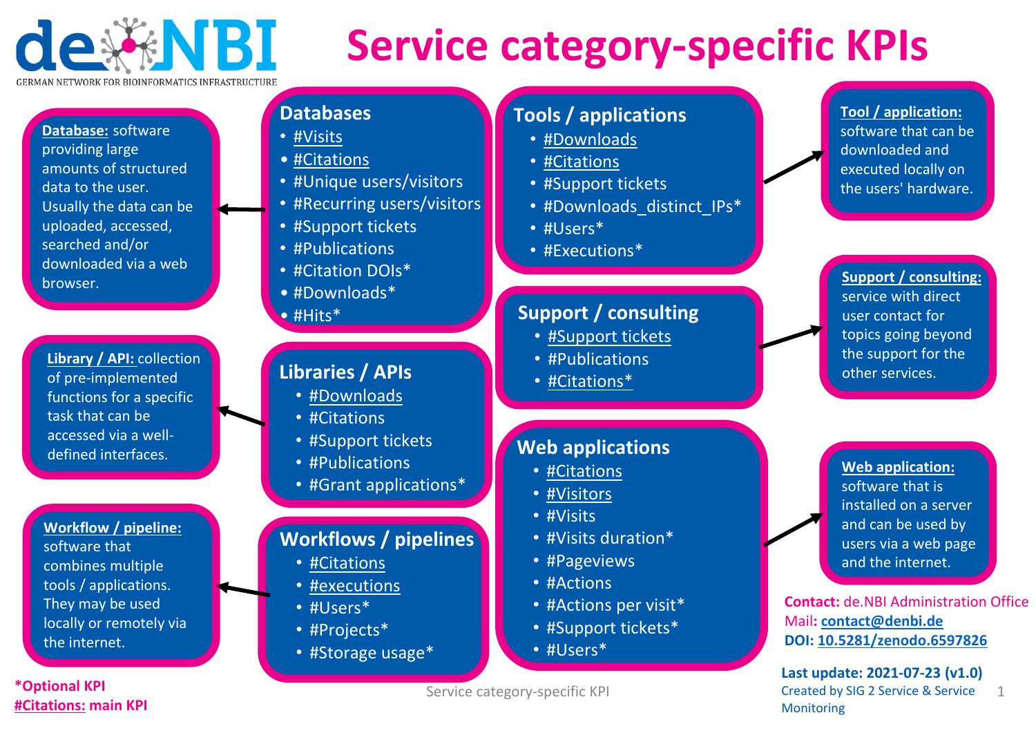# de.NBI — GERMAN NETWORK FOR BIOINFORMATICS INFRASTRUCTURE

# Service category-specific KPIs

## Databases

- #Visits
- #Citations
- #Unique users/visitors
- #Recurring users/visitors
- #Support tickets
- #Publications
- #Citation DOIs*
- #Downloads*
- #Hits*

**Database:** software providing large amounts of structured data to the user. Usually the data can be uploaded, accessed, searched and/or downloaded via a web browser.

## Tools / applications

- #Downloads
- #Citations
- #Support tickets
- #Downloads_distinct_IPs*
- #Users*
- #Executions*

**Tool / application:** software that can be downloaded and executed locally on the users' hardware.

## Libraries / APIs

- #Downloads
- #Citations
- #Support tickets
- #Publications
- #Grant applications*

**Library / API:** collection of pre-implemented functions for a specific task that can be accessed via a well-defined interfaces.

## Support / consulting

- #Support tickets
- #Publications
- #Citations*

**Support / consulting:** service with direct user contact for topics going beyond the support for the other services.

## Workflows / pipelines

- #Citations
- #executions
- #Users*
- #Projects*
- #Storage usage*

**Workflow / pipeline:** software that combines multiple tools / applications. They may be used locally or remotely via the internet.

## Web applications

- #Citations
- #Visitors
- #Visits
- #Visits duration*
- #Pageviews
- #Actions
- #Actions per visit*
- #Support tickets*
- #Users*

**Web application:** software that is installed on a server and can be used by users via a web page and the internet.

*Optional KPI

#Citations: main KPI

**Contact:** de.NBI Administration Office
**Mail:** contact@denbi.de
**DOI:** 10.5281/zenodo.6597826

**Last update: 2021-07-23 (v1.0)**
Created by SIG 2 Service & Service Monitoring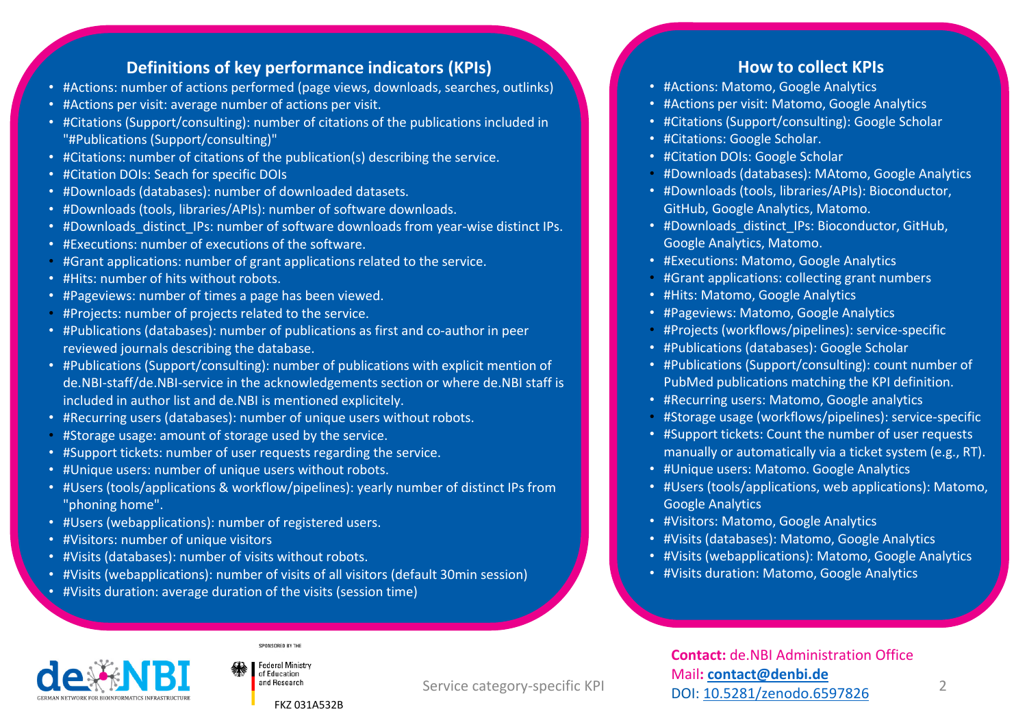## Definitions of key performance indicators (KPIs)

- #Actions: number of actions performed (page views, downloads, searches, outlinks)
- #Actions per visit: average number of actions per visit.
- #Citations (Support/consulting): number of citations of the publications included in "#Publications (Support/consulting)"
- #Citations: number of citations of the publication(s) describing the service.
- #Citation DOIs: Seach for specific DOIs
- #Downloads (databases): number of downloaded datasets.
- #Downloads (tools, libraries/APIs): number of software downloads.
- #Downloads_distinct_IPs: number of software downloads from year-wise distinct IPs.
- #Executions: number of executions of the software.
- #Grant applications: number of grant applications related to the service.
- #Hits: number of hits without robots.
- #Pageviews: number of times a page has been viewed.
- #Projects: number of projects related to the service.
- #Publications (databases): number of publications as first and co-author in peer reviewed journals describing the database.
- #Publications (Support/consulting): number of publications with explicit mention of de.NBI-staff/de.NBI-service in the acknowledgements section or where de.NBI staff is included in author list and de.NBI is mentioned explicitely.
- #Recurring users (databases): number of unique users without robots.
- #Storage usage: amount of storage used by the service.
- #Support tickets: number of user requests regarding the service.
- #Unique users: number of unique users without robots.
- #Users (tools/applications & workflow/pipelines): yearly number of distinct IPs from "phoning home".
- #Users (webapplications): number of registered users.
- #Visitors: number of unique visitors
- #Visits (databases): number of visits without robots.
- #Visits (webapplications): number of visits of all visitors (default 30min session)
- #Visits duration: average duration of the visits (session time)

## How to collect KPIs

- #Actions: Matomo, Google Analytics
- #Actions per visit: Matomo, Google Analytics
- #Citations (Support/consulting): Google Scholar
- #Citations: Google Scholar.
- #Citation DOIs: Google Scholar
- #Downloads (databases): MAtomo, Google Analytics
- #Downloads (tools, libraries/APIs): Bioconductor, GitHub, Google Analytics, Matomo.
- #Downloads_distinct_IPs: Bioconductor, GitHub, Google Analytics, Matomo.
- #Executions: Matomo, Google Analytics
- #Grant applications: collecting grant numbers
- #Hits: Matomo, Google Analytics
- #Pageviews: Matomo, Google Analytics
- #Projects (workflows/pipelines): service-specific
- #Publications (databases): Google Scholar
- #Publications (Support/consulting): count number of PubMed publications matching the KPI definition.
- #Recurring users: Matomo, Google analytics
- #Storage usage (workflows/pipelines): service-specific
- #Support tickets: Count the number of user requests manually or automatically via a ticket system (e.g., RT).
- #Unique users: Matomo. Google Analytics
- #Users (tools/applications, web applications): Matomo, Google Analytics
- #Visitors: Matomo, Google Analytics
- #Visits (databases): Matomo, Google Analytics
- #Visits (webapplications): Matomo, Google Analytics
- #Visits duration: Matomo, Google Analytics

de.NBI GERMAN NETWORK FOR BIOINFORMATICS INFRASTRUCTURE

SPONSORED BY THE Federal Ministry of Education and Research

FKZ 031A532B

Service category-specific KPI

**Contact:** de.NBI Administration Office
Mail**:** **contact@denbi.de**
DOI: 10.5281/zenodo.6597826